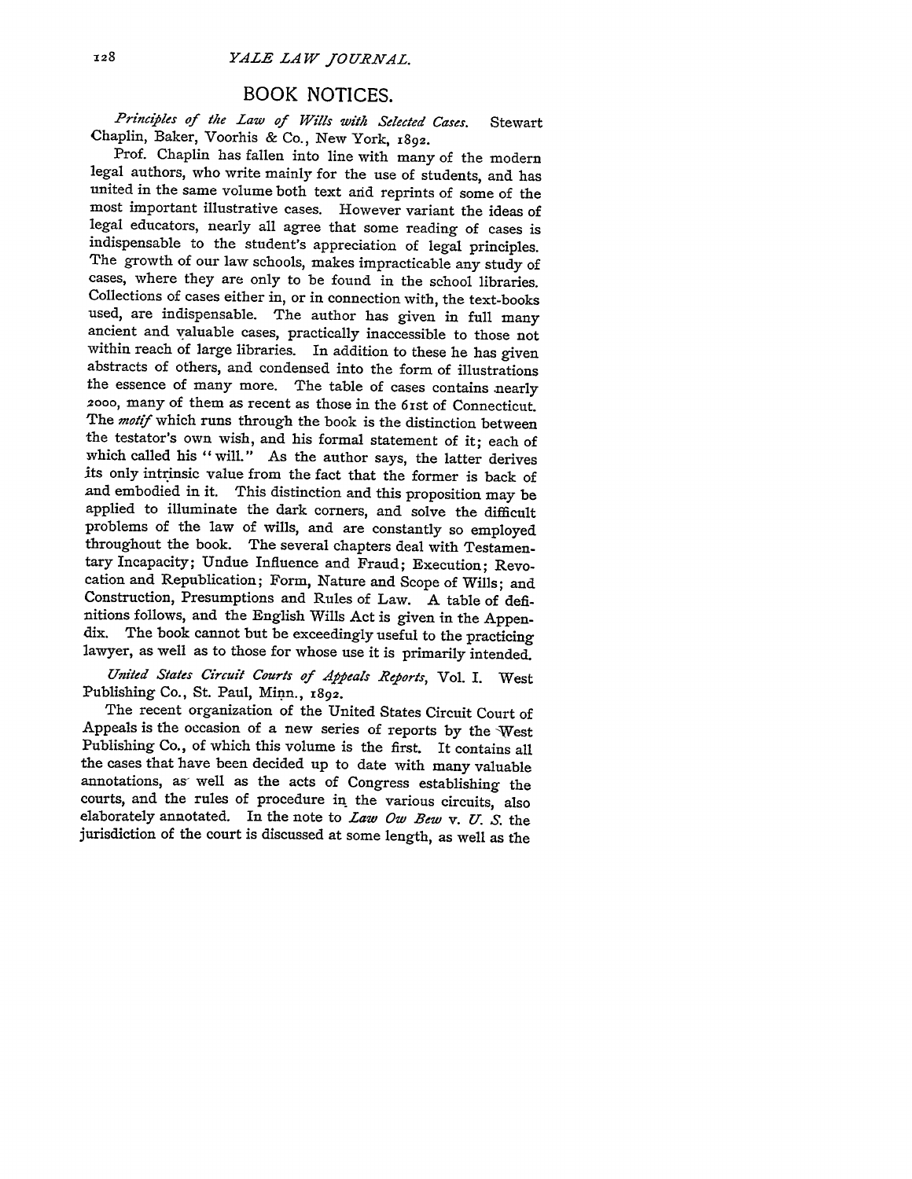## BOOK NOTICES.

*Principles of the Law of Wills with Selected Cases.* Stewart Chaplin, Baker, Voorhis & Co., New York, 1892.

Prof. Chaplin has fallen into line with many of the modern legal authors, who write mainly for the use of students, and has united in the same volume both text and reprints of some of the most important illustrative cases. However variant the ideas of legal educators, nearly all agree that some reading of cases is indispensable to the student's appreciation of legal principles. The growth of our law schools, makes impracticable any study of cases, where they are only to be found in the school libraries. Collections of cases either in, or in connection with, the text-books used, are indispensable. The author has given in full many ancient and valuable cases, practically inaccessible to those not within reach of large libraries. In addition to these he has given abstracts of others, and condensed into the form of illustrations the essence of many more. The table of cases contains nearly 2000, many of them as recent as those in the 61st of Connecticut. The *motif* which runs through the book is the distinction between the testator's own wish, and his formal statement of it; each of which called his "will." As the author says, the latter derives its only intrinsic value from the fact that the former is back of and embodied in it. This distinction and this proposition may be applied to illuminate the dark corners, and solve the difficult problems of the law of wills, and are constantly so employed throughout the book. The several chapters deal with Testamentary Incapacity; Undue Influence and Fraud; Execution; Revocation and Republication; Form, Nature and Scope of Wills; and Construction, Presumptions and Rules of Law. A table of definitions follows, and the English Wills Act is given in the Appendix. The book cannot but be exceedingly useful to the practicing lawyer, as well as to those for whose use it is primarily intended.

*United States Circuit Courts of Appeals Reports,* Vol. I. West Publishing Co., St. Paul, Minn., 1892.

The recent organization of the United States Circuit Court of Appeals is the occasion of a new series of reports by the West Publishing Co., of which this volume is the first. It contains all the cases that have been decided up to date with many valuable annotations, as well as the acts of Congress establishing the courts, and the rules of procedure in the various circuits, also elaborately annotated. In the note to *Law Ow Bew* v. *U. S.* the jurisdiction of the court is discussed at some length, as well as the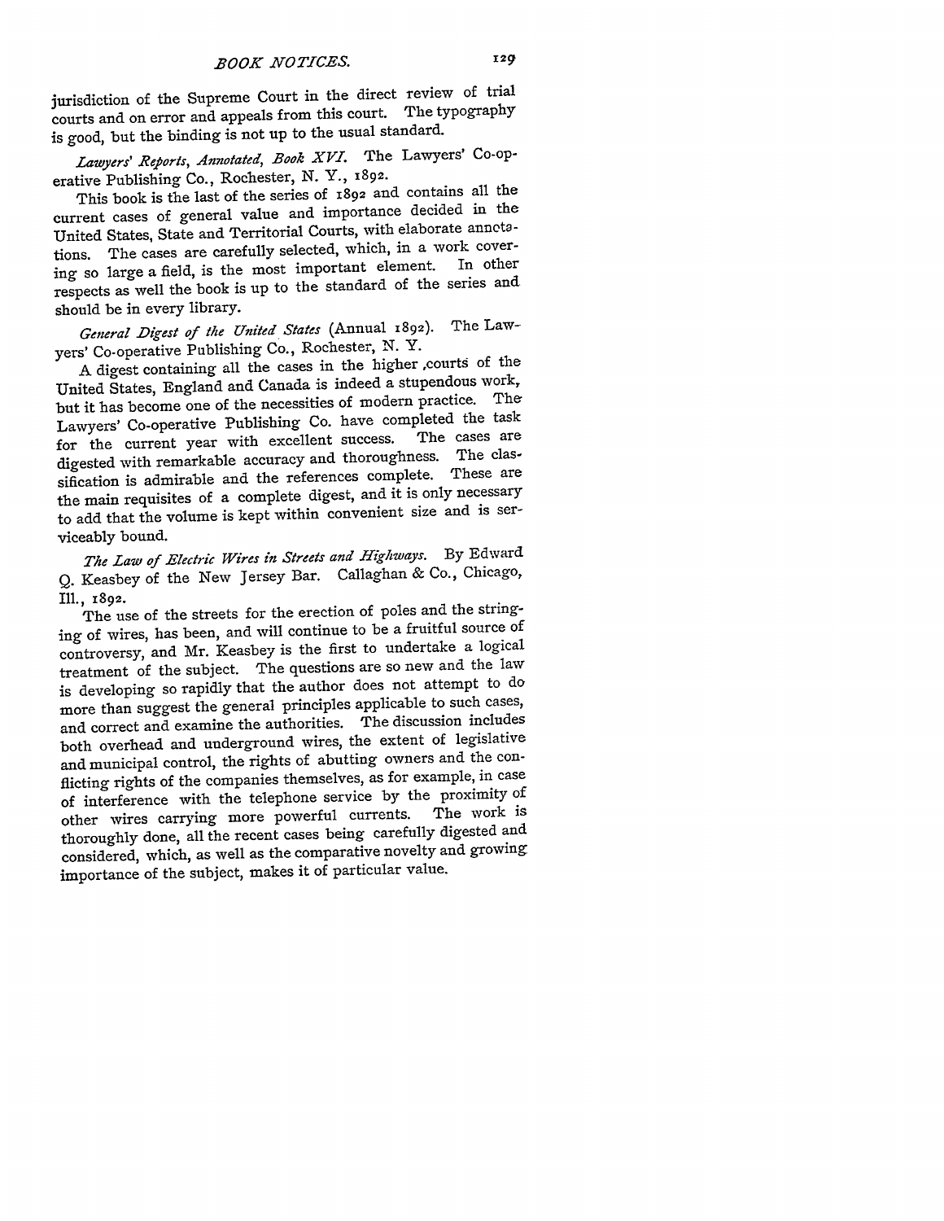jurisdiction of the Supreme Court in the direct review of trial courts and on error and appeals from this court. The typography is good, but the binding is not up to the usual standard.

*Lawyers' Reports, Annotated, Book XVI.* The Lawyers' Co-operative Publishing Co., Rochester, N. Y., 1892.

This book is the last of the series of 1892 and contains all the current cases of general value and importance decided in the United States, State and Territorial Courts, with elaborate annotations. The cases are carefully selected, which, in a work covering so large a field, is the most important element. In other respects as well the book is up to the standard of the series and should be in every library.

*General Digest of the United States* (Annual 1892). The Lawyers' Co-operative Publishing Co., Rochester, N. Y.

A digest containing all the cases in the higher courts of the United States, England and Canada is indeed a stupendous work, but it has become one of the necessities of modern practice. The Lawyers' Co-operative Publishing Co. have completed the task for the current year with excellent success. The cases are digested with remarkable accuracy and thoroughness. The classification is admirable and the references complete. These are the main requisites of a complete digest, and it is only necessary to add that the volume is kept within convenient size and is serviceably bound.

*The Law of Electric Wires in Streets and Highways.* By Edward Q. Keasbey of the New Jersey Bar. Callaghan & Co., Chicago, Ill., 1892.

The use of the streets for the erection of poles and the stringing of wires, has been, and will continue to be a fruitful source of controversy, and Mr. Keasbey is the first to undertake a logical treatment of the subject. The questions are so new and the law is developing so rapidly that the author does not attempt to do more than suggest the general principles applicable to such cases, and correct and examine the authorities. The discussion includes both overhead and underground wires, the extent of legislative and municipal control, the rights of abutting owners and the conflicting rights of the companies themselves, as for example, in case of interference with the telephone service by the proximity of other wires carrying more powerful currents. The work is thoroughly done, all the recent cases being carefully digested and considered, which, as well as the comparative novelty and growing importance of the subject, makes it of particular value.